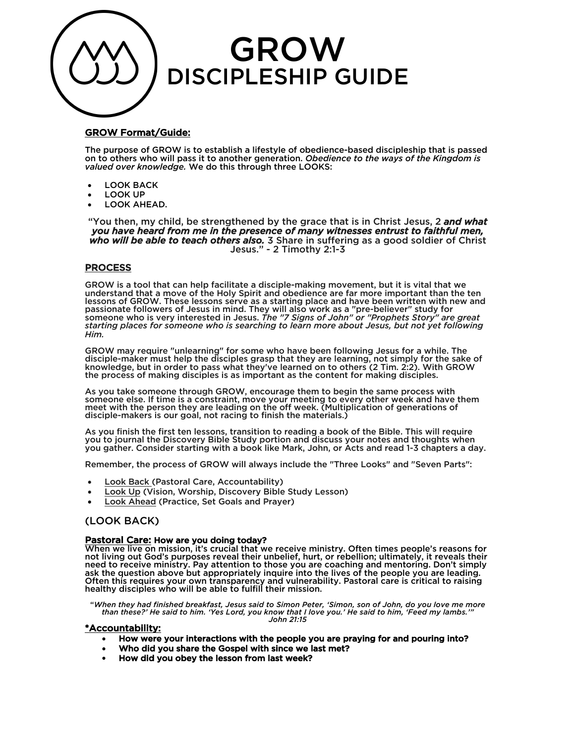# GROW
## DISCIPLESHIP GUIDE

**GROW Format/Guide:**

The purpose of GROW is to establish a lifestyle of obedience-based discipleship that is passed on to others who will pass it to another generation. *Obedience to the ways of the Kingdom is valued over knowledge.* We do this through three LOOKS:

- LOOK BACK
- LOOK UP
- LOOK AHEAD.

"You then, my child, be strengthened by the grace that is in Christ Jesus, 2 ***and what you have heard from me in the presence of many witnesses entrust to faithful men, who will be able to teach others also.*** 3 Share in suffering as a good soldier of Christ Jesus." - 2 Timothy 2:1-3

**PROCESS**

GROW is a tool that can help facilitate a disciple-making movement, but it is vital that we understand that a move of the Holy Spirit and obedience are far more important than the ten lessons of GROW. These lessons serve as a starting place and have been written with new and passionate followers of Jesus in mind. They will also work as a "pre-believer" study for someone who is very interested in Jesus. *The "7 Signs of John" or "Prophets Story" are great starting places for someone who is searching to learn more about Jesus, but not yet following Him.*

GROW may require "unlearning" for some who have been following Jesus for a while. The disciple-maker must help the disciples grasp that they are learning, not simply for the sake of knowledge, but in order to pass what they've learned on to others (2 Tim. 2:2). With GROW the process of making disciples is as important as the content for making disciples.

As you take someone through GROW, encourage them to begin the same process with someone else. If time is a constraint, move your meeting to every other week and have them meet with the person they are leading on the off week. (Multiplication of generations of disciple-makers is our goal, not racing to finish the materials.)

As you finish the first ten lessons, transition to reading a book of the Bible. This will require you to journal the Discovery Bible Study portion and discuss your notes and thoughts when you gather. Consider starting with a book like Mark, John, or Acts and read 1-3 chapters a day.

Remember, the process of GROW will always include the "Three Looks" and "Seven Parts":

- Look Back (Pastoral Care, Accountability)
- Look Up (Vision, Worship, Discovery Bible Study Lesson)
- Look Ahead (Practice, Set Goals and Prayer)

### (LOOK BACK)

**Pastoral Care: How are you doing today?**
When we live on mission, it's crucial that we receive ministry. Often times people's reasons for not living out God's purposes reveal their unbelief, hurt, or rebellion; ultimately, it reveals their need to receive ministry. Pay attention to those you are coaching and mentoring. Don't simply ask the question above but appropriately inquire into the lives of the people you are leading. Often this requires your own transparency and vulnerability. Pastoral care is critical to raising healthy disciples who will be able to fulfill their mission.

"*When they had finished breakfast, Jesus said to Simon Peter, 'Simon, son of John, do you love me more than these?' He said to him. 'Yes Lord, you know that I love you.' He said to him, 'Feed my lambs.'" John 21:15*

**\*Accountability:**

- **How were your interactions with the people you are praying for and pouring into?**
- **Who did you share the Gospel with since we last met?**
- **How did you obey the lesson from last week?**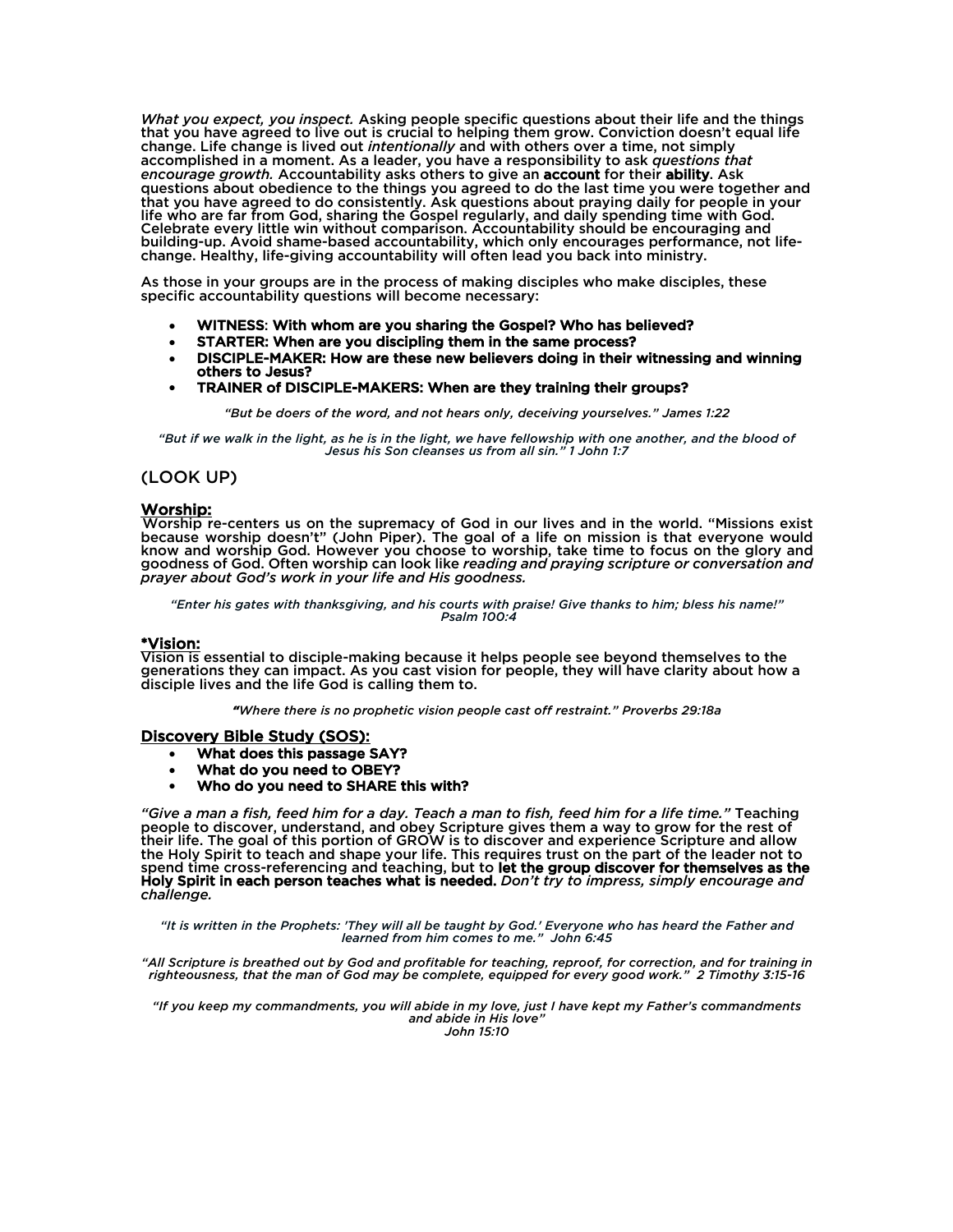*What you expect, you inspect.* Asking people specific questions about their life and the things that you have agreed to live out is crucial to helping them grow. Conviction doesn't equal life change. Life change is lived out *intentionally* and with others over a time, not simply accomplished in a moment. As a leader, you have a responsibility to ask *questions that encourage growth.* Accountability asks others to give an **account** for their **ability**. Ask questions about obedience to the things you agreed to do the last time you were together and that you have agreed to do consistently. Ask questions about praying daily for people in your life who are far from God, sharing the Gospel regularly, and daily spending time with God. Celebrate every little win without comparison. Accountability should be encouraging and building-up. Avoid shame-based accountability, which only encourages performance, not life-change. Healthy, life-giving accountability will often lead you back into ministry.

As those in your groups are in the process of making disciples who make disciples, these specific accountability questions will become necessary:

- **WITNESS**: **With whom are you sharing the Gospel? Who has believed?**
- **STARTER: When are you discipling them in the same process?**
- **DISCIPLE-MAKER: How are these new believers doing in their witnessing and winning others to Jesus?**
- **TRAINER of DISCIPLE-MAKERS: When are they training their groups?**

*"But be doers of the word, and not hears only, deceiving yourselves." James 1:22*

*"But if we walk in the light, as he is in the light, we have fellowship with one another, and the blood of Jesus his Son cleanses us from all sin." 1 John 1:7*

## (LOOK UP)

### Worship:

Worship re-centers us on the supremacy of God in our lives and in the world. "Missions exist because worship doesn't" (John Piper). The goal of a life on mission is that everyone would know and worship God. However you choose to worship, take time to focus on the glory and goodness of God. Often worship can look like *reading and praying scripture or conversation and prayer about God's work in your life and His goodness.*

*"Enter his gates with thanksgiving, and his courts with praise! Give thanks to him; bless his name!" Psalm 100:4*

### *Vision:

Vision is essential to disciple-making because it helps people see beyond themselves to the generations they can impact. As you cast vision for people, they will have clarity about how a disciple lives and the life God is calling them to.

*"Where there is no prophetic vision people cast off restraint." Proverbs 29:18a*

### Discovery Bible Study (SOS):

- **What does this passage SAY?**
- **What do you need to OBEY?**
- **Who do you need to SHARE this with?**

*"Give a man a fish, feed him for a day. Teach a man to fish, feed him for a life time."* Teaching people to discover, understand, and obey Scripture gives them a way to grow for the rest of their life. The goal of this portion of GROW is to discover and experience Scripture and allow the Holy Spirit to teach and shape your life. This requires trust on the part of the leader not to spend time cross-referencing and teaching, but to **let the group discover for themselves as the Holy Spirit in each person teaches what is needed.** *Don't try to impress, simply encourage and challenge.*

*"It is written in the Prophets: 'They will all be taught by God.' Everyone who has heard the Father and learned from him comes to me." John 6:45*

*"All Scripture is breathed out by God and profitable for teaching, reproof, for correction, and for training in righteousness, that the man of God may be complete, equipped for every good work." 2 Timothy 3:15-16*

*"If you keep my commandments, you will abide in my love, just I have kept my Father's commandments and abide in His love" John 15:10*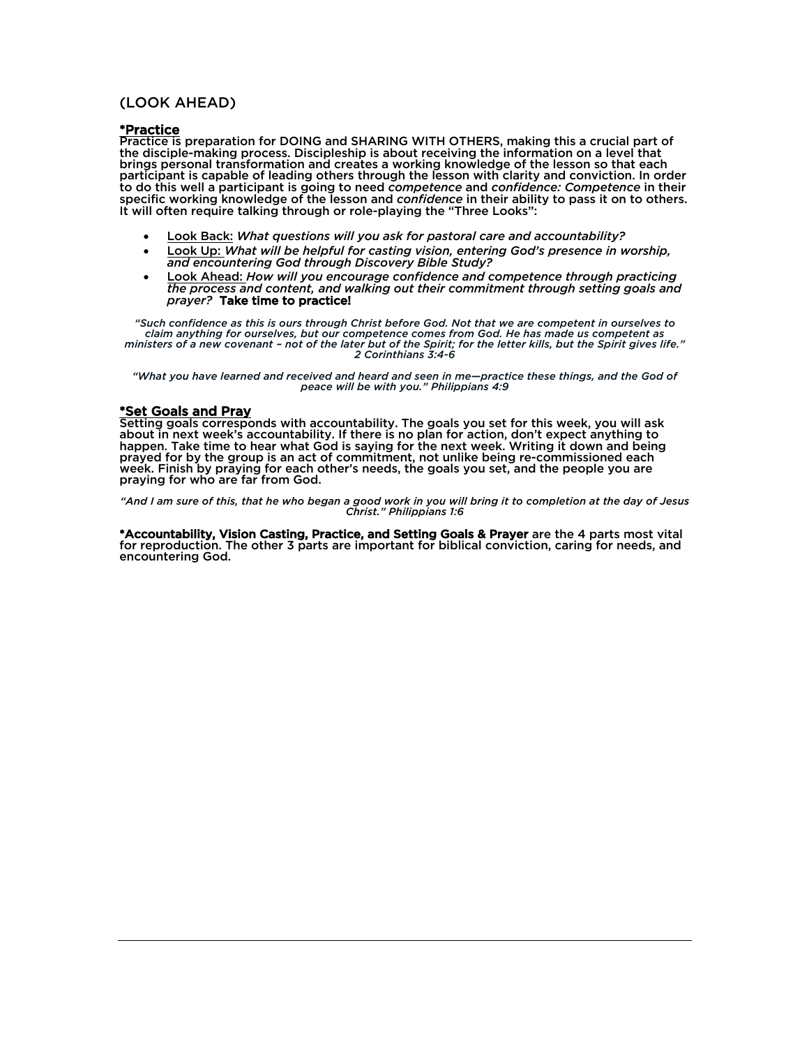## (LOOK AHEAD)

### *Practice

Practice is preparation for DOING and SHARING WITH OTHERS, making this a crucial part of the disciple-making process. Discipleship is about receiving the information on a level that brings personal transformation and creates a working knowledge of the lesson so that each participant is capable of leading others through the lesson with clarity and conviction. In order to do this well a participant is going to need *competence* and *confidence: Competence* in their specific working knowledge of the lesson and *confidence* in their ability to pass it on to others. It will often require talking through or role-playing the "Three Looks":

- Look Back: *What questions will you ask for pastoral care and accountability?*
- Look Up: *What will be helpful for casting vision, entering God's presence in worship, and encountering God through Discovery Bible Study?*
- Look Ahead: *How will you encourage confidence and competence through practicing the process and content, and walking out their commitment through setting goals and prayer?* **Take time to practice!**

*"Such confidence as this is ours through Christ before God. Not that we are competent in ourselves to claim anything for ourselves, but our competence comes from God. He has made us competent as ministers of a new covenant – not of the later but of the Spirit; for the letter kills, but the Spirit gives life." 2 Corinthians 3:4-6*

*"What you have learned and received and heard and seen in me—practice these things, and the God of peace will be with you." Philippians 4:9*

### *Set Goals and Pray

Setting goals corresponds with accountability. The goals you set for this week, you will ask about in next week's accountability. If there is no plan for action, don't expect anything to happen. Take time to hear what God is saying for the next week. Writing it down and being prayed for by the group is an act of commitment, not unlike being re-commissioned each week. Finish by praying for each other's needs, the goals you set, and the people you are praying for who are far from God.

*"And I am sure of this, that he who began a good work in you will bring it to completion at the day of Jesus Christ." Philippians 1:6*

**\*Accountability, Vision Casting, Practice, and Setting Goals & Prayer** are the 4 parts most vital for reproduction. The other 3 parts are important for biblical conviction, caring for needs, and encountering God.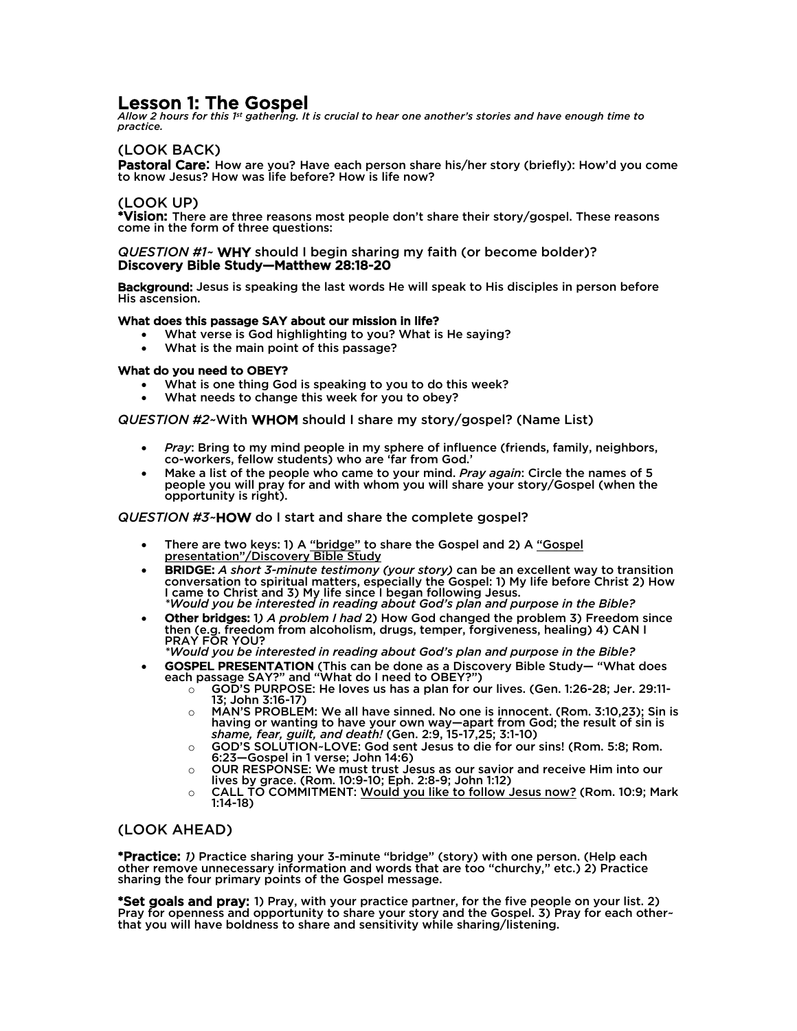# Lesson 1: The Gospel

*Allow 2 hours for this 1st gathering. It is crucial to hear one another's stories and have enough time to practice.*

## (LOOK BACK)

**Pastoral Care**: How are you? Have each person share his/her story (briefly): How'd you come to know Jesus? How was life before? How is life now?

## (LOOK UP)

***Vision:** There are three reasons most people don't share their story/gospel. These reasons come in the form of three questions:

*QUESTION #1~* **WHY** should I begin sharing my faith (or become bolder)?
**Discovery Bible Study—Matthew 28:18-20**

**Background:** Jesus is speaking the last words He will speak to His disciples in person before His ascension.

**What does this passage SAY about our mission in life?**

- What verse is God highlighting to you? What is He saying?
- What is the main point of this passage?

**What do you need to OBEY?**

- What is one thing God is speaking to you to do this week?
- What needs to change this week for you to obey?

*QUESTION #2~*With **WHOM** should I share my story/gospel? (Name List)

- *Pray*: Bring to my mind people in my sphere of influence (friends, family, neighbors, co-workers, fellow students) who are 'far from God.'
- Make a list of the people who came to your mind. *Pray again*: Circle the names of 5 people you will pray for and with whom you will share your story/Gospel (when the opportunity is right).

*QUESTION #3~***HOW** do I start and share the complete gospel?

- There are two keys: 1) A <u>"bridge"</u> to share the Gospel and 2) A <u>"Gospel presentation"/Discovery Bible Study</u>
- **BRIDGE:** *A short 3-minute testimony (your story)* can be an excellent way to transition conversation to spiritual matters, especially the Gospel: 1) My life before Christ 2) How I came to Christ and 3) My life since I began following Jesus.
  **Would you be interested in reading about God's plan and purpose in the Bible?*
- **Other bridges:** 1*) A problem I had* 2) How God changed the problem 3) Freedom since then (e.g. freedom from alcoholism, drugs, temper, forgiveness, healing) 4) CAN I PRAY FOR YOU?
  **Would you be interested in reading about God's plan and purpose in the Bible?*
- **GOSPEL PRESENTATION** (This can be done as a Discovery Bible Study— "What does each passage SAY?" and "What do I need to OBEY?")
  - GOD'S PURPOSE: He loves us has a plan for our lives. (Gen. 1:26-28; Jer. 29:11-13; John 3:16-17)
  - MAN'S PROBLEM: We all have sinned. No one is innocent. (Rom. 3:10,23); Sin is having or wanting to have your own way—apart from God; the result of sin is *shame, fear, guilt, and death!* (Gen. 2:9, 15-17,25; 3:1-10)
  - GOD'S SOLUTION~LOVE: God sent Jesus to die for our sins! (Rom. 5:8; Rom. 6:23—Gospel in 1 verse; John 14:6)
  - OUR RESPONSE: We must trust Jesus as our savior and receive Him into our lives by grace. (Rom. 10:9-10; Eph. 2:8-9; John 1:12)
  - CALL TO COMMITMENT: <u>Would you like to follow Jesus now?</u> (Rom. 10:9; Mark 1:14-18)

## (LOOK AHEAD)

***Practice:** *1)* Practice sharing your 3-minute "bridge" (story) with one person. (Help each other remove unnecessary information and words that are too "churchy," etc.) 2) Practice sharing the four primary points of the Gospel message.

***Set goals and pray:** 1) Pray, with your practice partner, for the five people on your list. 2) Pray for openness and opportunity to share your story and the Gospel. 3) Pray for each other~ that you will have boldness to share and sensitivity while sharing/listening.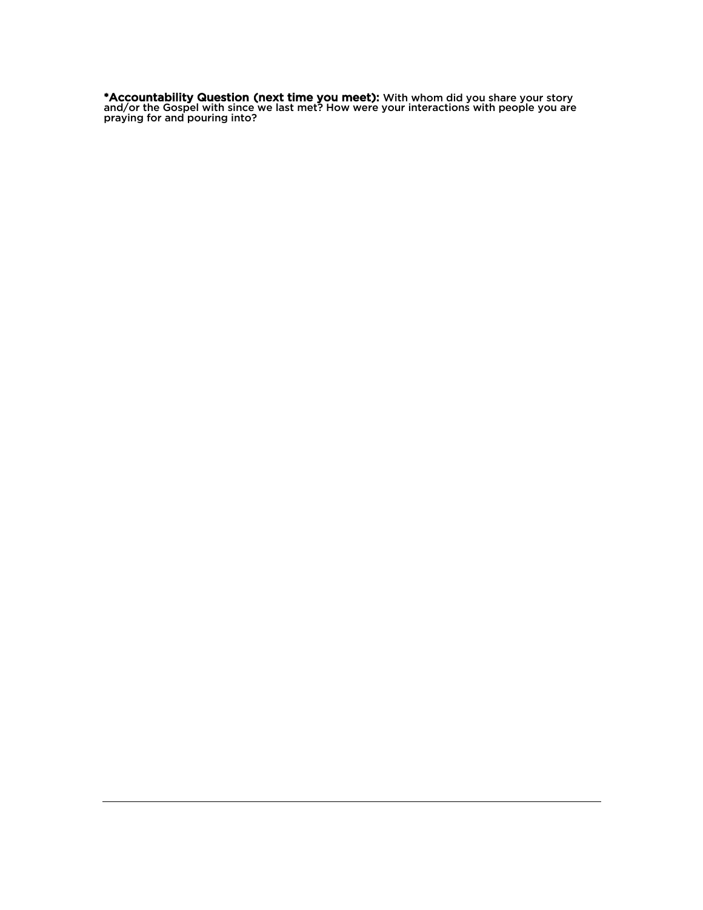**\*Accountability Question (next time you meet):** With whom did you share your story and/or the Gospel with since we last met? How were your interactions with people you are praying for and pouring into?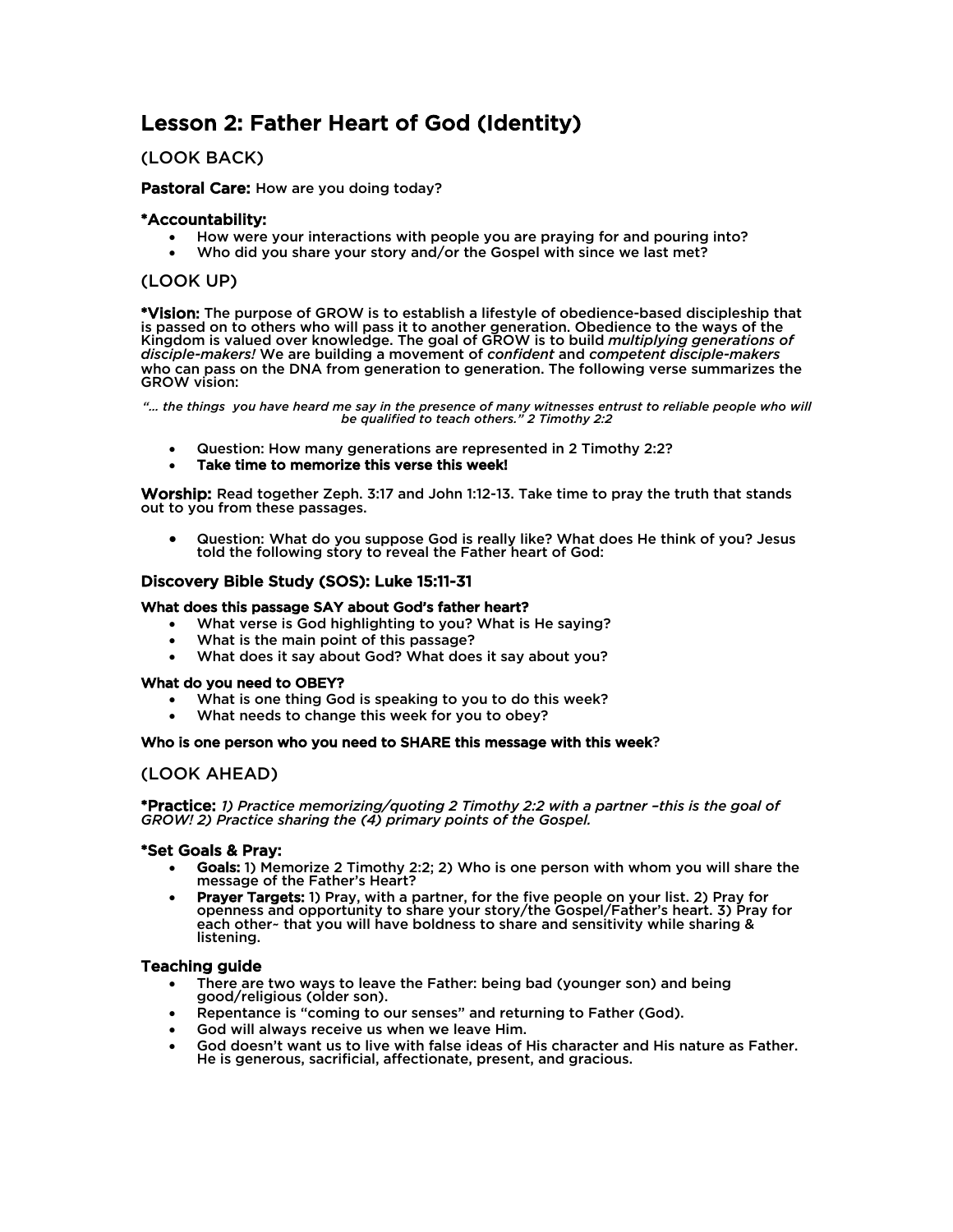# Lesson 2: Father Heart of God (Identity)

## (LOOK BACK)

**Pastoral Care:** How are you doing today?

### *Accountability:

- How were your interactions with people you are praying for and pouring into?
- Who did you share your story and/or the Gospel with since we last met?

## (LOOK UP)

**\*Vision:** The purpose of GROW is to establish a lifestyle of obedience-based discipleship that is passed on to others who will pass it to another generation. Obedience to the ways of the Kingdom is valued over knowledge. The goal of GROW is to build *multiplying generations of disciple-makers!* We are building a movement of *confident* and *competent disciple-makers* who can pass on the DNA from generation to generation. The following verse summarizes the GROW vision:

*"… the things you have heard me say in the presence of many witnesses entrust to reliable people who will be qualified to teach others." 2 Timothy 2:2*

- Question: How many generations are represented in 2 Timothy 2:2?
- **Take time to memorize this verse this week!**

**Worship:** Read together Zeph. 3:17 and John 1:12-13. Take time to pray the truth that stands out to you from these passages.

- Question: What do you suppose God is really like? What does He think of you? Jesus told the following story to reveal the Father heart of God:

### Discovery Bible Study (SOS): Luke 15:11-31

**What does this passage SAY about God's father heart?**

- What verse is God highlighting to you? What is He saying?
- What is the main point of this passage?
- What does it say about God? What does it say about you?

**What do you need to OBEY?**

- What is one thing God is speaking to you to do this week?
- What needs to change this week for you to obey?

**Who is one person who you need to SHARE this message with this week?**

## (LOOK AHEAD)

**\*Practice:** *1) Practice memorizing/quoting 2 Timothy 2:2 with a partner –this is the goal of GROW! 2) Practice sharing the (4) primary points of the Gospel.*

### *Set Goals & Pray:

- **Goals:** 1) Memorize 2 Timothy 2:2; 2) Who is one person with whom you will share the message of the Father's Heart?
- **Prayer Targets:** 1) Pray, with a partner, for the five people on your list. 2) Pray for openness and opportunity to share your story/the Gospel/Father's heart. 3) Pray for each other– that you will have boldness to share and sensitivity while sharing & listening.

### Teaching guide

- There are two ways to leave the Father: being bad (younger son) and being good/religious (older son).
- Repentance is "coming to our senses" and returning to Father (God).
- God will always receive us when we leave Him.
- God doesn't want us to live with false ideas of His character and His nature as Father. He is generous, sacrificial, affectionate, present, and gracious.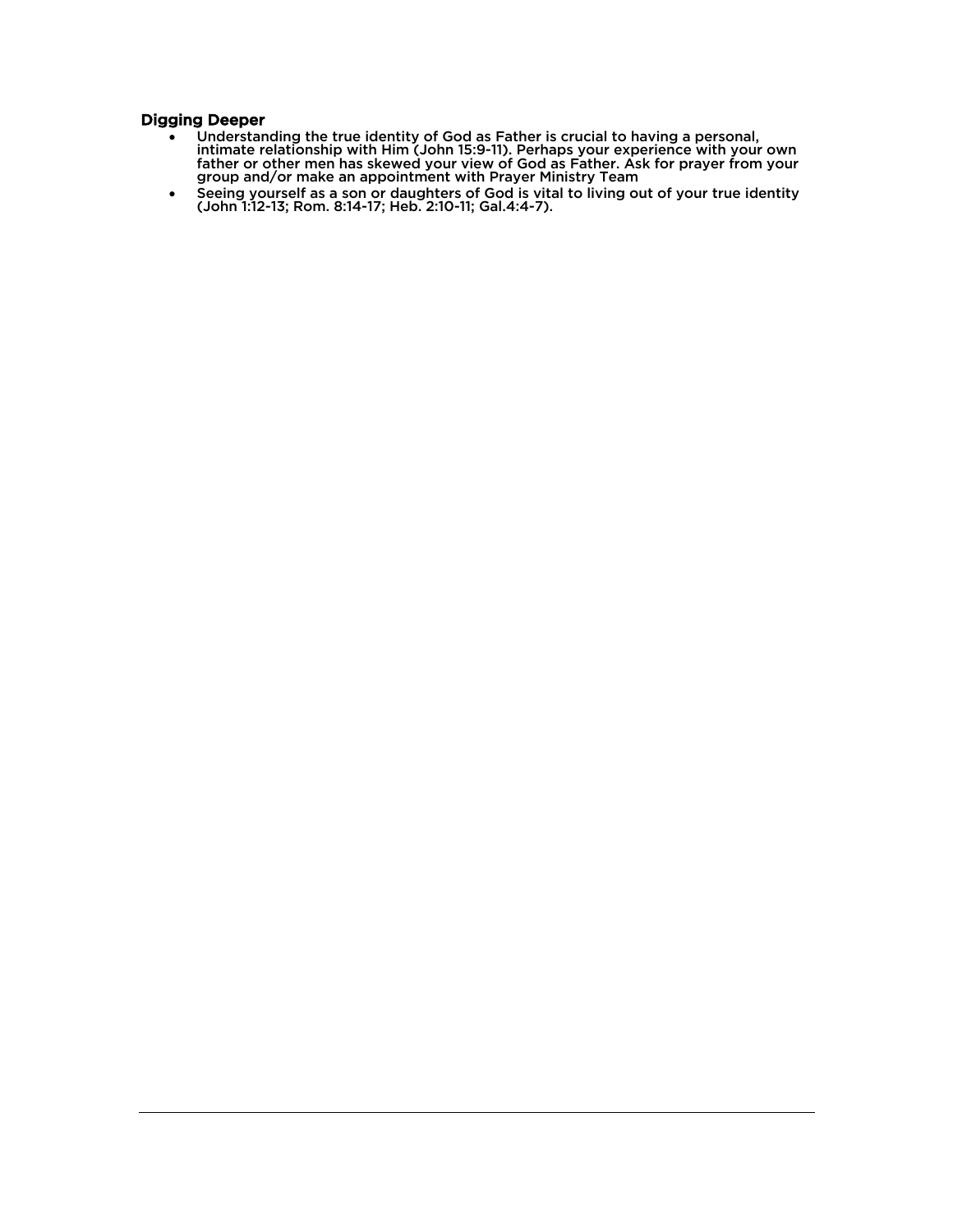### Digging Deeper

- Understanding the true identity of God as Father is crucial to having a personal, intimate relationship with Him (John 15:9-11). Perhaps your experience with your own father or other men has skewed your view of God as Father. Ask for prayer from your group and/or make an appointment with Prayer Ministry Team
- Seeing yourself as a son or daughters of God is vital to living out of your true identity (John 1:12-13; Rom. 8:14-17; Heb. 2:10-11; Gal.4:4-7).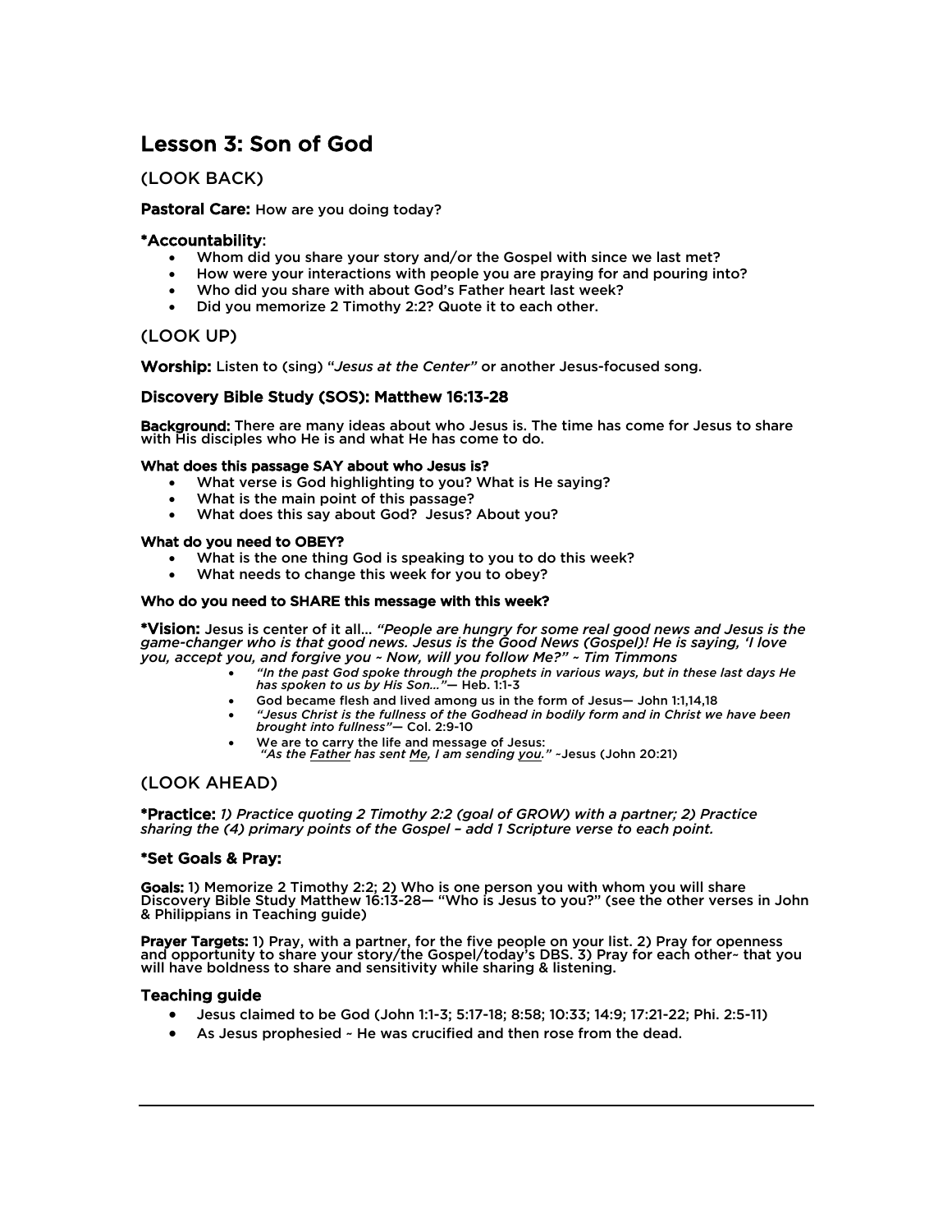# Lesson 3: Son of God

## (LOOK BACK)

**Pastoral Care:** How are you doing today?

**\*Accountability**:

- Whom did you share your story and/or the Gospel with since we last met?
- How were your interactions with people you are praying for and pouring into?
- Who did you share with about God's Father heart last week?
- Did you memorize 2 Timothy 2:2? Quote it to each other.

## (LOOK UP)

**Worship:** Listen to (sing) "*Jesus at the Center"* or another Jesus-focused song.

### Discovery Bible Study (SOS): Matthew 16:13-28

**Background:** There are many ideas about who Jesus is. The time has come for Jesus to share with His disciples who He is and what He has come to do.

**What does this passage SAY about who Jesus is?**

- What verse is God highlighting to you? What is He saying?
- What is the main point of this passage?
- What does this say about God? Jesus? About you?

**What do you need to OBEY?**

- What is the one thing God is speaking to you to do this week?
- What needs to change this week for you to obey?

**Who do you need to SHARE this message with this week?**

**\*Vision:** Jesus is center of it all… *"People are hungry for some real good news and Jesus is the game-changer who is that good news. Jesus is the Good News (Gospel)! He is saying, 'I love you, accept you, and forgive you ~ Now, will you follow Me?" ~ Tim Timmons*

- *"In the past God spoke through the prophets in various ways, but in these last days He has spoken to us by His Son…"*— Heb. 1:1-3
- God became flesh and lived among us in the form of Jesus— John 1:1,14,18
- *"Jesus Christ is the fullness of the Godhead in bodily form and in Christ we have been brought into fullness"*— Col. 2:9-10
- We are to carry the life and message of Jesus:
  *"As the Father has sent Me, I am sending you."* ~Jesus (John 20:21)

## (LOOK AHEAD)

**\*Practice:** *1) Practice quoting 2 Timothy 2:2 (goal of GROW) with a partner; 2) Practice sharing the (4) primary points of the Gospel – add 1 Scripture verse to each point.*

### \*Set Goals & Pray:

**Goals:** 1) Memorize 2 Timothy 2:2; 2) Who is one person you with whom you will share Discovery Bible Study Matthew 16:13-28— "Who is Jesus to you?" (see the other verses in John & Philippians in Teaching guide)

**Prayer Targets:** 1) Pray, with a partner, for the five people on your list. 2) Pray for openness and opportunity to share your story/the Gospel/today's DBS. 3) Pray for each other~ that you will have boldness to share and sensitivity while sharing & listening.

### Teaching guide

- Jesus claimed to be God (John 1:1-3; 5:17-18; 8:58; 10:33; 14:9; 17:21-22; Phi. 2:5-11)
- As Jesus prophesied ~ He was crucified and then rose from the dead.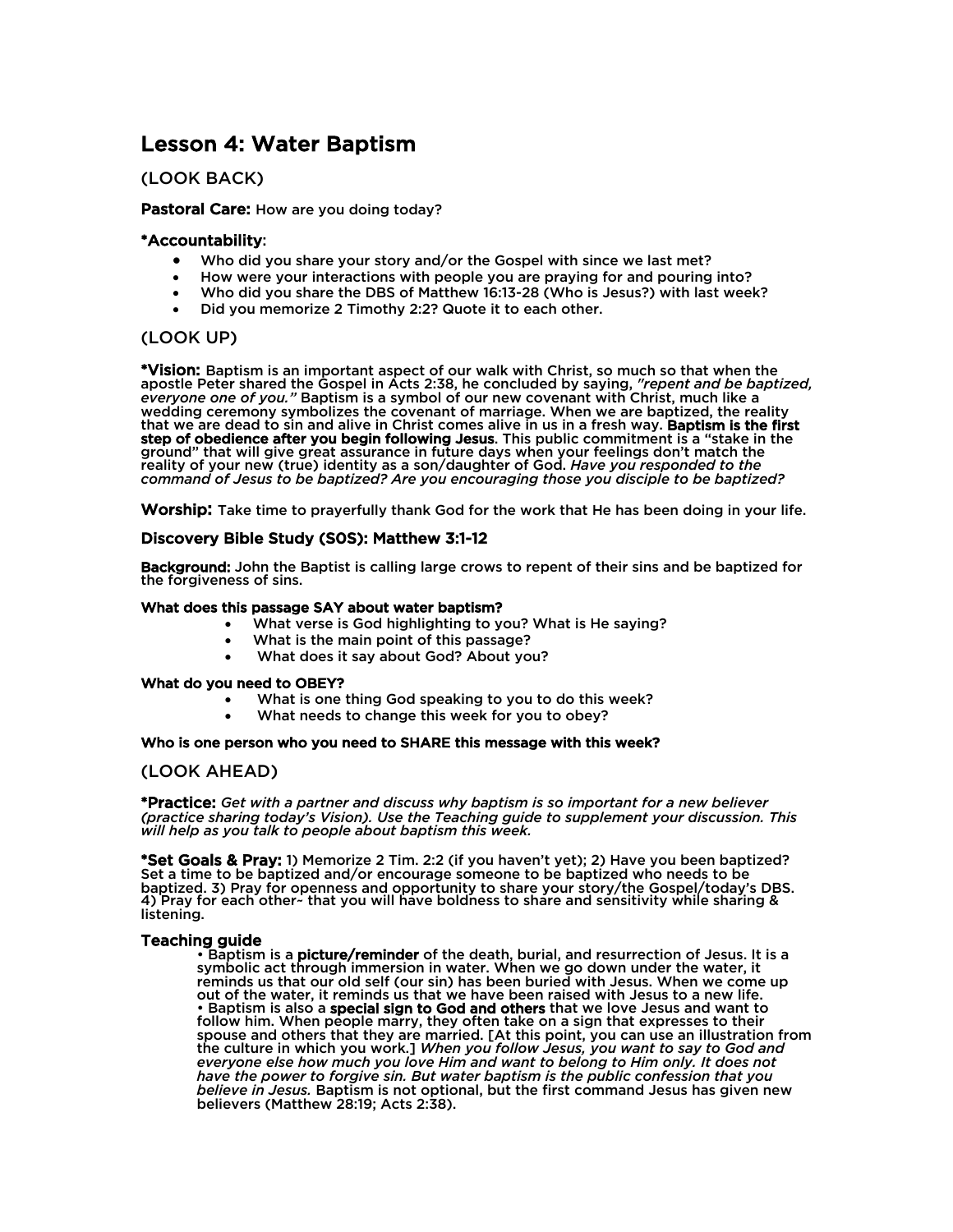# Lesson 4: Water Baptism

## (LOOK BACK)

**Pastoral Care:** How are you doing today?

**\*Accountability**:

- Who did you share your story and/or the Gospel with since we last met?
- How were your interactions with people you are praying for and pouring into?
- Who did you share the DBS of Matthew 16:13-28 (Who is Jesus?) with last week?
- Did you memorize 2 Timothy 2:2? Quote it to each other.

## (LOOK UP)

**\*Vision:** Baptism is an important aspect of our walk with Christ, so much so that when the apostle Peter shared the Gospel in Acts 2:38, he concluded by saying, *"repent and be baptized, everyone one of you."* Baptism is a symbol of our new covenant with Christ, much like a wedding ceremony symbolizes the covenant of marriage. When we are baptized, the reality that we are dead to sin and alive in Christ comes alive in us in a fresh way. **Baptism is the first step of obedience after you begin following Jesus**. This public commitment is a "stake in the ground" that will give great assurance in future days when your feelings don't match the reality of your new (true) identity as a son/daughter of God. *Have you responded to the command of Jesus to be baptized? Are you encouraging those you disciple to be baptized?*

**Worship:** Take time to prayerfully thank God for the work that He has been doing in your life.

### Discovery Bible Study (SOS): Matthew 3:1-12

**Background:** John the Baptist is calling large crows to repent of their sins and be baptized for the forgiveness of sins.

**What does this passage SAY about water baptism?**

- What verse is God highlighting to you? What is He saying?
- What is the main point of this passage?
- What does it say about God? About you?

**What do you need to OBEY?**

- What is one thing God speaking to you to do this week?
- What needs to change this week for you to obey?

**Who is one person who you need to SHARE this message with this week?**

## (LOOK AHEAD)

**\*Practice:** *Get with a partner and discuss why baptism is so important for a new believer (practice sharing today's Vision). Use the Teaching guide to supplement your discussion. This will help as you talk to people about baptism this week.*

**\*Set Goals & Pray:** 1) Memorize 2 Tim. 2:2 (if you haven't yet); 2) Have you been baptized? Set a time to be baptized and/or encourage someone to be baptized who needs to be baptized. 3) Pray for openness and opportunity to share your story/the Gospel/today's DBS. 4) Pray for each other~ that you will have boldness to share and sensitivity while sharing & listening.

### Teaching guide

- Baptism is a **picture/reminder** of the death, burial, and resurrection of Jesus. It is a symbolic act through immersion in water. When we go down under the water, it reminds us that our old self (our sin) has been buried with Jesus. When we come up out of the water, it reminds us that we have been raised with Jesus to a new life.
- Baptism is also a **special sign to God and others** that we love Jesus and want to follow him. When people marry, they often take on a sign that expresses to their spouse and others that they are married. [At this point, you can use an illustration from the culture in which you work.] *When you follow Jesus, you want to say to God and everyone else how much you love Him and want to belong to Him only. It does not have the power to forgive sin. But water baptism is the public confession that you believe in Jesus.* Baptism is not optional, but the first command Jesus has given new believers (Matthew 28:19; Acts 2:38).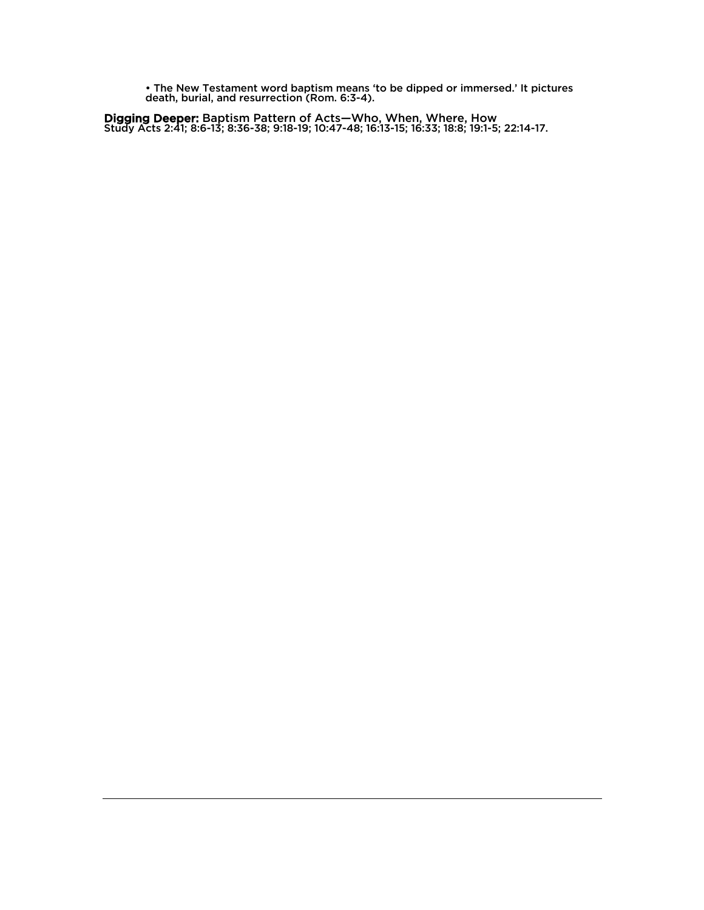- The New Testament word baptism means ‘to be dipped or immersed.’ It pictures death, burial, and resurrection (Rom. 6:3-4).

**Digging Deeper:** Baptism Pattern of Acts—Who, When, Where, How
Study Acts 2:41; 8:6-13; 8:36-38; 9:18-19; 10:47-48; 16:13-15; 16:33; 18:8; 19:1-5; 22:14-17.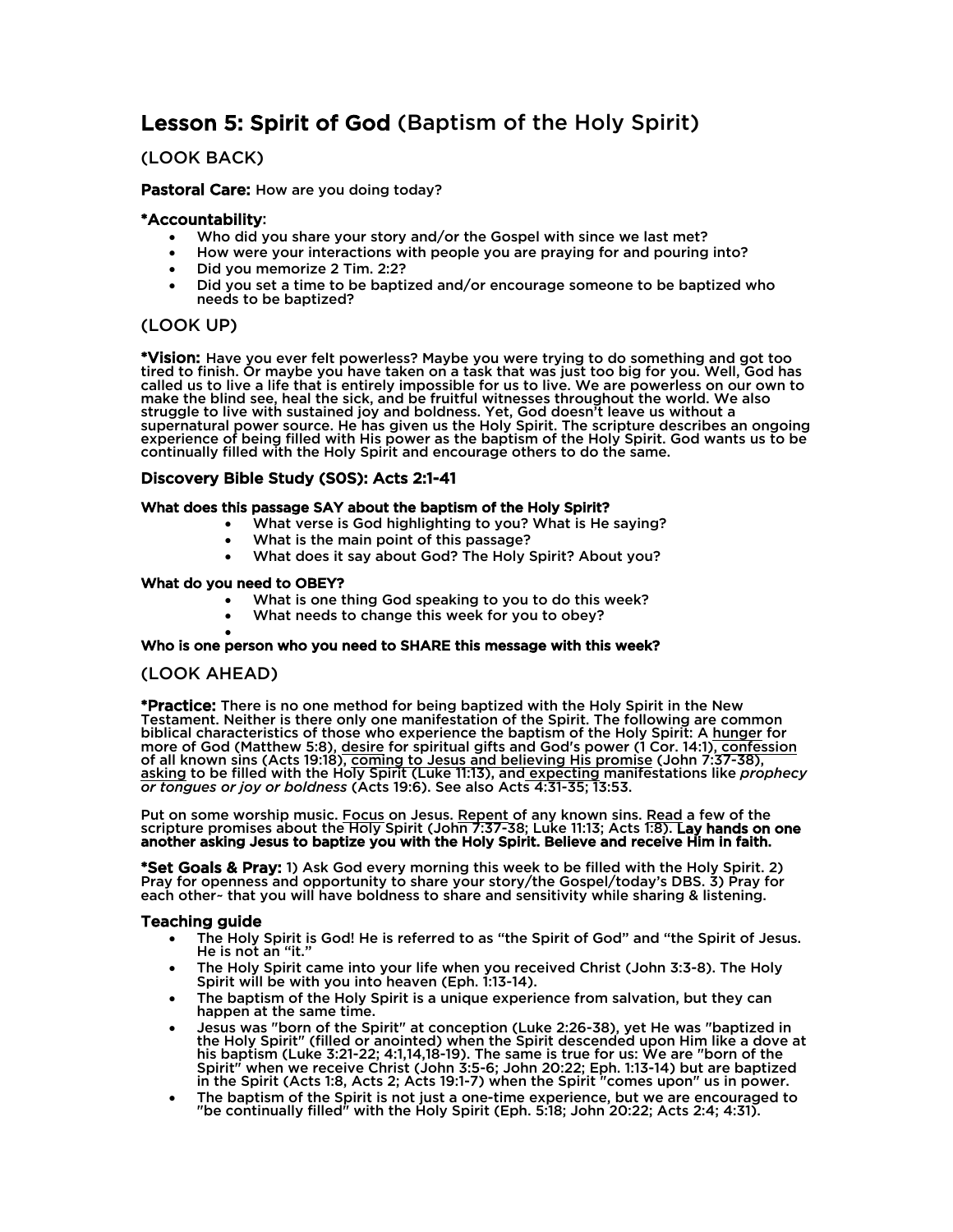# **Lesson 5: Spirit of God** (Baptism of the Holy Spirit)

## (LOOK BACK)

**Pastoral Care:** How are you doing today?

**\*Accountability**:

- Who did you share your story and/or the Gospel with since we last met?
- How were your interactions with people you are praying for and pouring into?
- Did you memorize 2 Tim. 2:2?
- Did you set a time to be baptized and/or encourage someone to be baptized who needs to be baptized?

## (LOOK UP)

**\*Vision:** Have you ever felt powerless? Maybe you were trying to do something and got too tired to finish. Or maybe you have taken on a task that was just too big for you. Well, God has called us to live a life that is entirely impossible for us to live. We are powerless on our own to make the blind see, heal the sick, and be fruitful witnesses throughout the world. We also struggle to live with sustained joy and boldness. Yet, God doesn't leave us without a supernatural power source. He has given us the Holy Spirit. The scripture describes an ongoing experience of being filled with His power as the baptism of the Holy Spirit. God wants us to be continually filled with the Holy Spirit and encourage others to do the same.

### Discovery Bible Study (SOS): Acts 2:1-41

**What does this passage SAY about the baptism of the Holy Spirit?**

- What verse is God highlighting to you? What is He saying?
- What is the main point of this passage?
- What does it say about God? The Holy Spirit? About you?

**What do you need to OBEY?**

- What is one thing God speaking to you to do this week?
- What needs to change this week for you to obey?
- 

**Who is one person who you need to SHARE this message with this week?**

## (LOOK AHEAD)

**\*Practice:** There is no one method for being baptized with the Holy Spirit in the New Testament. Neither is there only one manifestation of the Spirit. The following are common biblical characteristics of those who experience the baptism of the Holy Spirit: A hunger for more of God (Matthew 5:8), desire for spiritual gifts and God's power (1 Cor. 14:1), confession of all known sins (Acts 19:18), coming to Jesus and believing His promise (John 7:37-38), asking to be filled with the Holy Spirit (Luke 11:13), and expecting manifestations like *prophecy or tongues or joy or boldness* (Acts 19:6). See also Acts 4:31-35; 13:53.

Put on some worship music. Focus on Jesus. Repent of any known sins. Read a few of the scripture promises about the Holy Spirit (John 7:37-38; Luke 11:13; Acts 1:8). **Lay hands on one another asking Jesus to baptize you with the Holy Spirit. Believe and receive Him in faith.**

**\*Set Goals & Pray:** 1) Ask God every morning this week to be filled with the Holy Spirit. 2) Pray for openness and opportunity to share your story/the Gospel/today's DBS. 3) Pray for each other~ that you will have boldness to share and sensitivity while sharing & listening.

### Teaching guide

- The Holy Spirit is God! He is referred to as "the Spirit of God" and "the Spirit of Jesus. He is not an "it."
- The Holy Spirit came into your life when you received Christ (John 3:3-8). The Holy Spirit will be with you into heaven (Eph. 1:13-14).
- The baptism of the Holy Spirit is a unique experience from salvation, but they can happen at the same time.
- Jesus was "born of the Spirit" at conception (Luke 2:26-38), yet He was "baptized in the Holy Spirit" (filled or anointed) when the Spirit descended upon Him like a dove at his baptism (Luke 3:21-22; 4:1,14,18-19). The same is true for us: We are "born of the Spirit" when we receive Christ (John 3:5-6; John 20:22; Eph. 1:13-14) but are baptized in the Spirit (Acts 1:8, Acts 2; Acts 19:1-7) when the Spirit "comes upon" us in power.
- The baptism of the Spirit is not just a one-time experience, but we are encouraged to "be continually filled" with the Holy Spirit (Eph. 5:18; John 20:22; Acts 2:4; 4:31).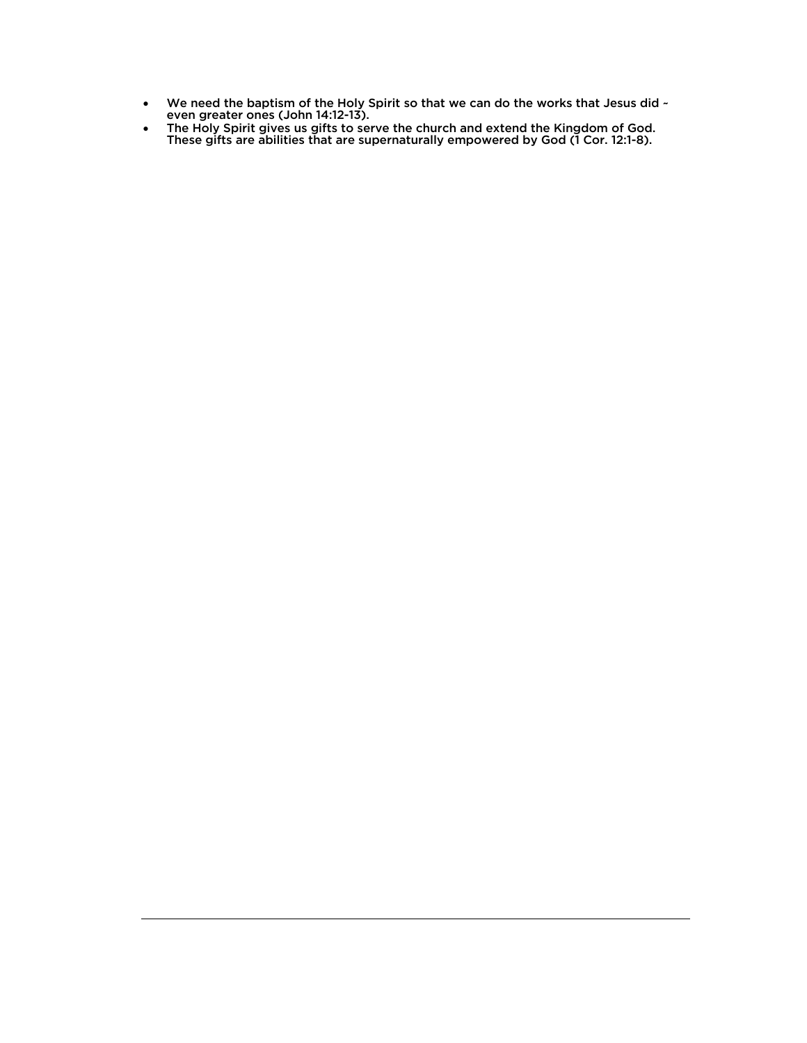- We need the baptism of the Holy Spirit so that we can do the works that Jesus did ~ even greater ones (John 14:12-13).
- The Holy Spirit gives us gifts to serve the church and extend the Kingdom of God. These gifts are abilities that are supernaturally empowered by God (1 Cor. 12:1-8).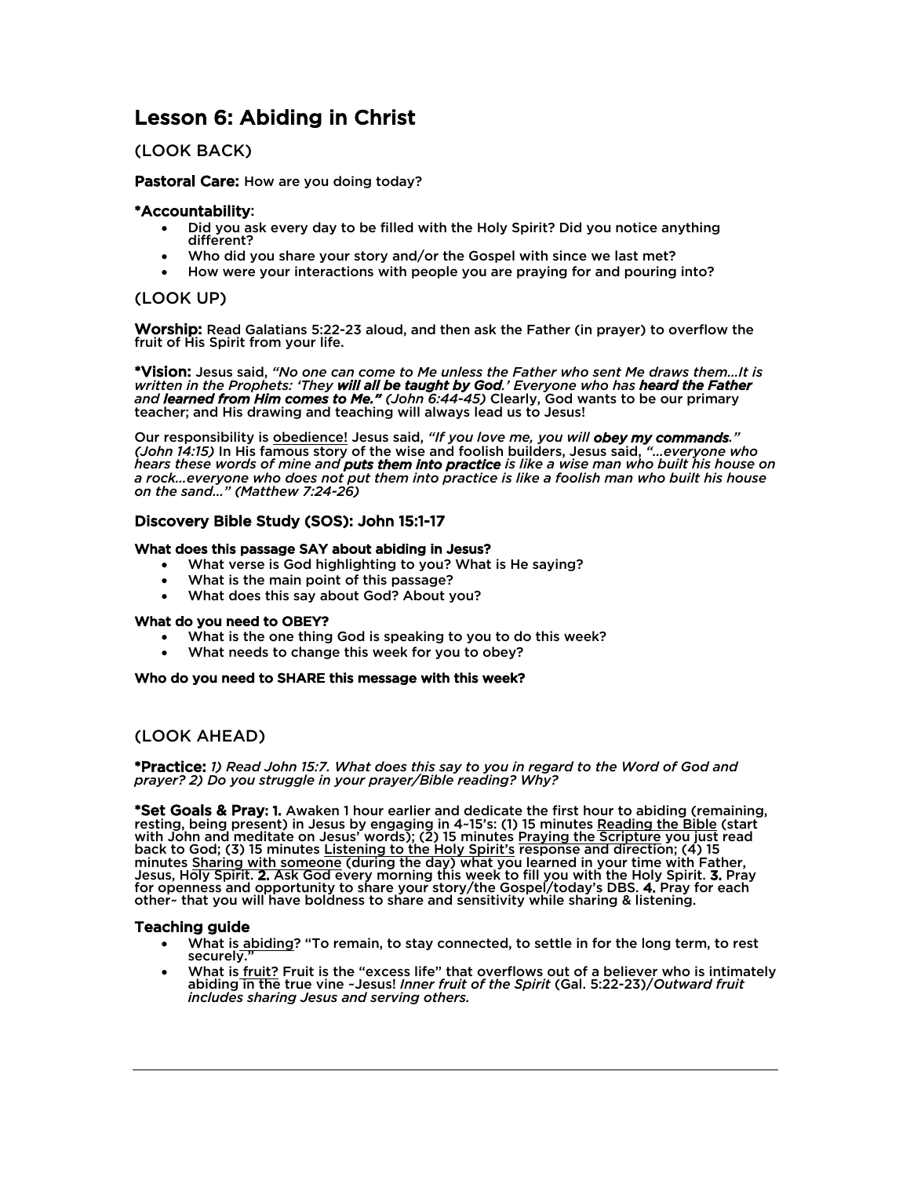# Lesson 6: Abiding in Christ

## (LOOK BACK)

**Pastoral Care:** How are you doing today?

**\*Accountability**:

- Did you ask every day to be filled with the Holy Spirit? Did you notice anything different?
- Who did you share your story and/or the Gospel with since we last met?
- How were your interactions with people you are praying for and pouring into?

## (LOOK UP)

**Worship:** Read Galatians 5:22-23 aloud, and then ask the Father (in prayer) to overflow the fruit of His Spirit from your life.

**\*Vision:** Jesus said, *"No one can come to Me unless the Father who sent Me draws them…It is written in the Prophets: 'They* ***will all be taught by God****.' Everyone who has* ***heard the Father*** *and* ***learned from Him comes to Me." (John 6:44-45)*** Clearly, God wants to be our primary teacher; and His drawing and teaching will always lead us to Jesus!

Our responsibility is <u>obedience!</u> Jesus said, *"If you love me, you will* ***obey my commands****." (John 14:15)* In His famous story of the wise and foolish builders, Jesus said, *"…everyone who hears these words of mine and* ***puts them into practice*** *is like a wise man who built his house on a rock…everyone who does not put them into practice is like a foolish man who built his house on the sand…" (Matthew 7:24-26)*

### Discovery Bible Study (SOS): John 15:1-17

**What does this passage SAY about abiding in Jesus?**

- What verse is God highlighting to you? What is He saying?
- What is the main point of this passage?
- What does this say about God? About you?

**What do you need to OBEY?**

- What is the one thing God is speaking to you to do this week?
- What needs to change this week for you to obey?

**Who do you need to SHARE this message with this week?**

## (LOOK AHEAD)

**\*Practice:** *1) Read John 15:7. What does this say to you in regard to the Word of God and prayer? 2) Do you struggle in your prayer/Bible reading? Why?*

**\*Set Goals & Pray: 1.** Awaken 1 hour earlier and dedicate the first hour to abiding (remaining, resting, being present) in Jesus by engaging in 4~15's: (1) 15 minutes <u>Reading the Bible</u> (start with John and meditate on Jesus' words); (2) 15 minutes <u>Praying the Scripture</u> you just read back to God; (3) 15 minutes <u>Listening to the Holy Spirit's</u> response and direction; (4) 15 minutes <u>Sharing with someone</u> (during the day) what you learned in your time with Father, Jesus, Holy Spirit. **2.** Ask God every morning this week to fill you with the Holy Spirit. **3.** Pray for openness and opportunity to share your story/the Gospel/today's DBS. **4.** Pray for each other~ that you will have boldness to share and sensitivity while sharing & listening.

### Teaching guide

- What is <u>abiding</u>? "To remain, to stay connected, to settle in for the long term, to rest securely."
- What is <u>fruit?</u> Fruit is the "excess life" that overflows out of a believer who is intimately abiding <u>in the</u> true vine ~Jesus! *Inner fruit of the Spirit* (Gal. 5:22-23)/*Outward fruit includes sharing Jesus and serving others.*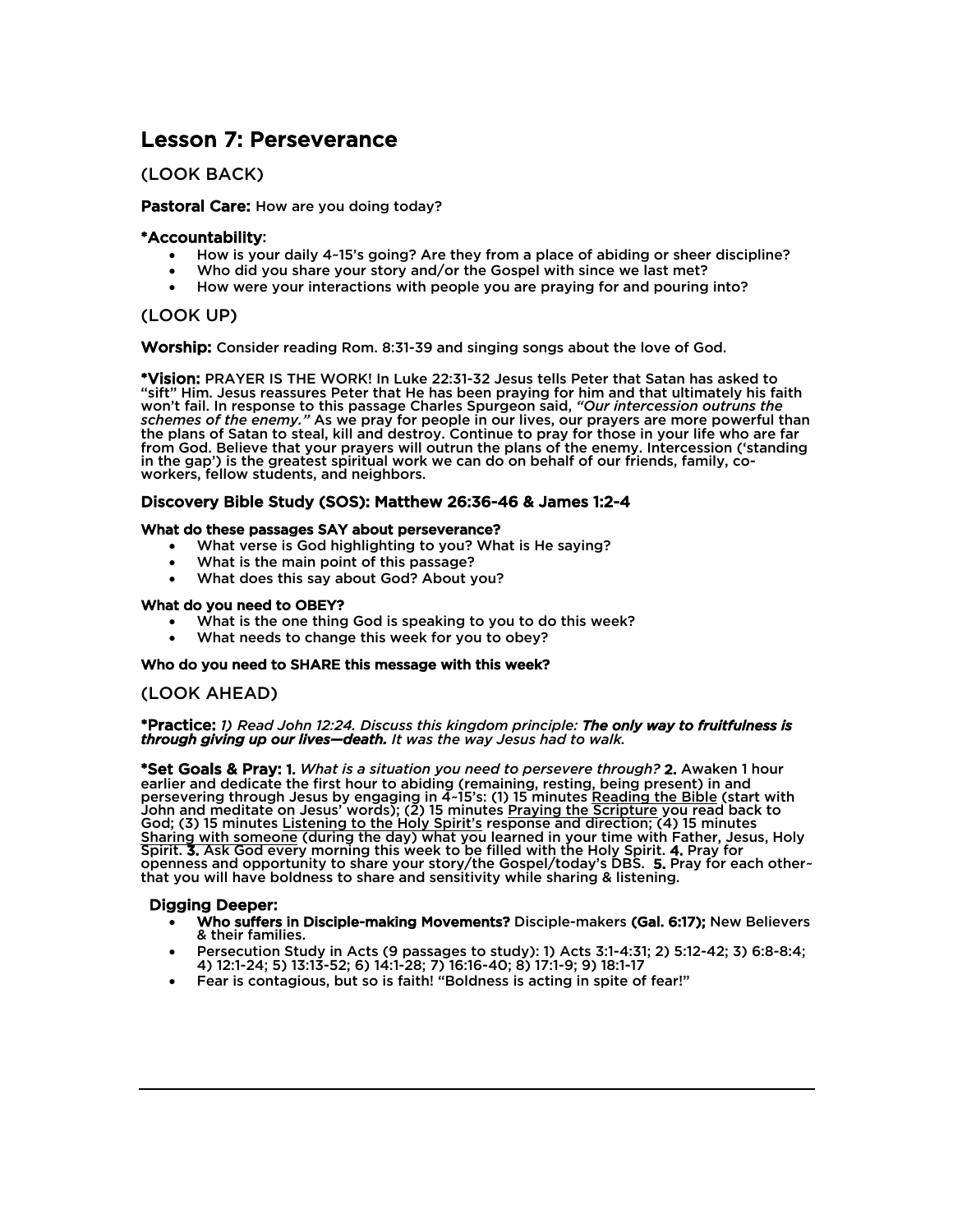## Lesson 7: Perseverance

### (LOOK BACK)

**Pastoral Care:** How are you doing today?

**\*Accountability**:

- How is your daily 4-15's going? Are they from a place of abiding or sheer discipline?
- Who did you share your story and/or the Gospel with since we last met?
- How were your interactions with people you are praying for and pouring into?

### (LOOK UP)

**Worship:** Consider reading Rom. 8:31-39 and singing songs about the love of God.

**\*Vision:** PRAYER IS THE WORK! In Luke 22:31-32 Jesus tells Peter that Satan has asked to "sift" Him. Jesus reassures Peter that He has been praying for him and that ultimately his faith won't fail. In response to this passage Charles Spurgeon said, *"Our intercession outruns the schemes of the enemy."* As we pray for people in our lives, our prayers are more powerful than the plans of Satan to steal, kill and destroy. Continue to pray for those in your life who are far from God. Believe that your prayers will outrun the plans of the enemy. Intercession ('standing in the gap') is the greatest spiritual work we can do on behalf of our friends, family, co-workers, fellow students, and neighbors.

#### Discovery Bible Study (SOS): Matthew 26:36-46 & James 1:2-4

**What do these passages SAY about perseverance?**

- What verse is God highlighting to you? What is He saying?
- What is the main point of this passage?
- What does this say about God? About you?

**What do you need to OBEY?**

- What is the one thing God is speaking to you to do this week?
- What needs to change this week for you to obey?

**Who do you need to SHARE this message with this week?**

### (LOOK AHEAD)

**\*Practice:** *1) Read John 12:24. Discuss this kingdom principle:* ***The only way to fruitfulness is through giving up our lives—death.*** *It was the way Jesus had to walk.*

**\*Set Goals & Pray: 1.** *What is a situation you need to persevere through?* **2.** Awaken 1 hour earlier and dedicate the first hour to abiding (remaining, resting, being present) in and persevering through Jesus by engaging in 4-15's: (1) 15 minutes <u>Reading the Bible</u> (start with John and meditate on Jesus' words); (2) 15 minutes <u>Praying the Scripture</u> you read back to God; (3) 15 minutes <u>Listening to the Holy Spirit's</u> response and direction; (4) 15 minutes <u>Sharing with someone</u> (during the day) what you learned in your time with Father, Jesus, Holy Spirit. **3.** Ask God every morning this week to be filled with the Holy Spirit. **4.** Pray for openness and opportunity to share your story/the Gospel/today's DBS. **5.** Pray for each other-that you will have boldness to share and sensitivity while sharing & listening.

**Digging Deeper:**

- **Who suffers in Disciple-making Movements?** Disciple-makers **(Gal. 6:17);** New Believers & their families.
- Persecution Study in Acts (9 passages to study): 1) Acts 3:1-4:31; 2) 5:12-42; 3) 6:8-8:4; 4) 12:1-24; 5) 13:13-52; 6) 14:1-28; 7) 16:16-40; 8) 17:1-9; 9) 18:1-17
- Fear is contagious, but so is faith! "Boldness is acting in spite of fear!"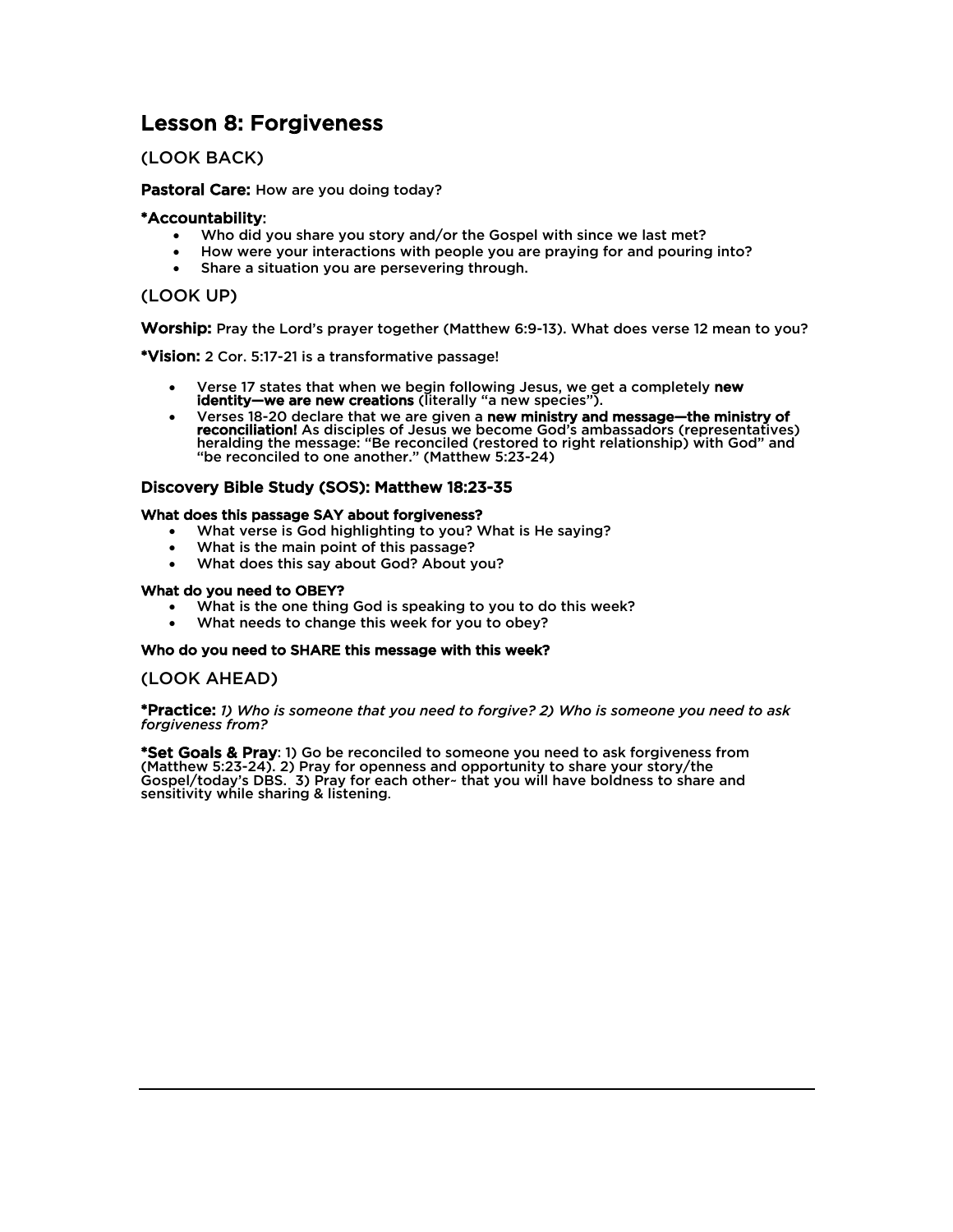# Lesson 8: Forgiveness

## (LOOK BACK)

**Pastoral Care:** How are you doing today?

**\*Accountability**:

- Who did you share you story and/or the Gospel with since we last met?
- How were your interactions with people you are praying for and pouring into?
- Share a situation you are persevering through.

## (LOOK UP)

**Worship:** Pray the Lord's prayer together (Matthew 6:9-13). What does verse 12 mean to you?

**\*Vision:** 2 Cor. 5:17-21 is a transformative passage!

- Verse 17 states that when we begin following Jesus, we get a completely **new identity—we are new creations** (literally "a new species").
- Verses 18-20 declare that we are given a **new ministry and message—the ministry of reconciliation!** As disciples of Jesus we become God's ambassadors (representatives) heralding the message: "Be reconciled (restored to right relationship) with God" and "be reconciled to one another." (Matthew 5:23-24)

### Discovery Bible Study (SOS): Matthew 18:23-35

**What does this passage SAY about forgiveness?**

- What verse is God highlighting to you? What is He saying?
- What is the main point of this passage?
- What does this say about God? About you?

**What do you need to OBEY?**

- What is the one thing God is speaking to you to do this week?
- What needs to change this week for you to obey?

**Who do you need to SHARE this message with this week?**

## (LOOK AHEAD)

**\*Practice:** *1) Who is someone that you need to forgive? 2) Who is someone you need to ask forgiveness from?*

**\*Set Goals & Pray**: 1) Go be reconciled to someone you need to ask forgiveness from (Matthew 5:23-24). 2) Pray for openness and opportunity to share your story/the Gospel/today's DBS. 3) Pray for each other~ that you will have boldness to share and sensitivity while sharing & listening.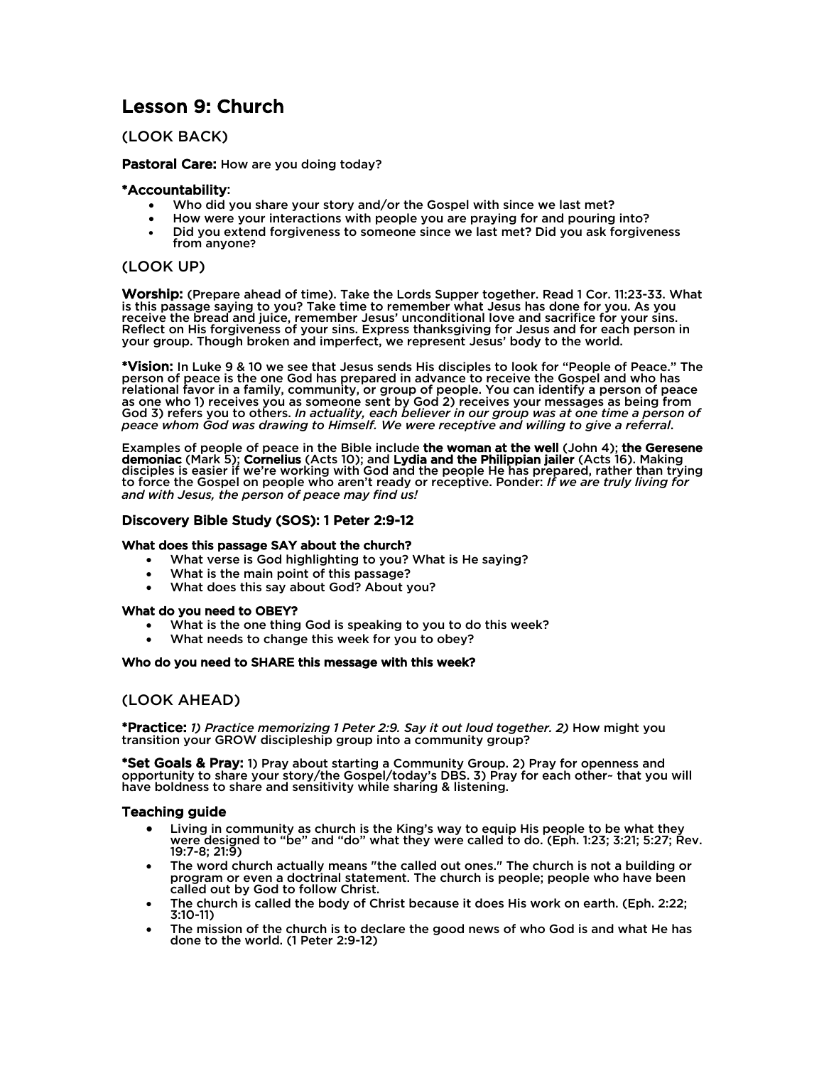# Lesson 9: Church

## (LOOK BACK)

**Pastoral Care:** How are you doing today?

**\*Accountability**:

- Who did you share your story and/or the Gospel with since we last met?
- How were your interactions with people you are praying for and pouring into?
- Did you extend forgiveness to someone since we last met? Did you ask forgiveness from anyone?

## (LOOK UP)

**Worship:** (Prepare ahead of time). Take the Lords Supper together. Read 1 Cor. 11:23-33. What is this passage saying to you? Take time to remember what Jesus has done for you. As you receive the bread and juice, remember Jesus' unconditional love and sacrifice for your sins. Reflect on His forgiveness of your sins. Express thanksgiving for Jesus and for each person in your group. Though broken and imperfect, we represent Jesus' body to the world.

**\*Vision:** In Luke 9 & 10 we see that Jesus sends His disciples to look for "People of Peace." The person of peace is the one God has prepared in advance to receive the Gospel and who has relational favor in a family, community, or group of people. You can identify a person of peace as one who 1) receives you as someone sent by God 2) receives your messages as being from God 3) refers you to others. *In actuality, each believer in our group was at one time a person of peace whom God was drawing to Himself. We were receptive and willing to give a referral.*

Examples of people of peace in the Bible include **the woman at the well** (John 4); **the Geresene demoniac** (Mark 5); **Cornelius** (Acts 10); and **Lydia and the Philippian jailer** (Acts 16). Making disciples is easier if we're working with God and the people He has prepared, rather than trying to force the Gospel on people who aren't ready or receptive. Ponder: *If we are truly living for and with Jesus, the person of peace may find us!*

### Discovery Bible Study (SOS): 1 Peter 2:9-12

**What does this passage SAY about the church?**

- What verse is God highlighting to you? What is He saying?
- What is the main point of this passage?
- What does this say about God? About you?

**What do you need to OBEY?**

- What is the one thing God is speaking to you to do this week?
- What needs to change this week for you to obey?

**Who do you need to SHARE this message with this week?**

## (LOOK AHEAD)

**\*Practice:** *1) Practice memorizing 1 Peter 2:9. Say it out loud together. 2)* How might you transition your GROW discipleship group into a community group?

**\*Set Goals & Pray:** 1) Pray about starting a Community Group. 2) Pray for openness and opportunity to share your story/the Gospel/today's DBS. 3) Pray for each other~ that you will have boldness to share and sensitivity while sharing & listening.

### Teaching guide

- Living in community as church is the King's way to equip His people to be what they were designed to "be" and "do" what they were called to do. (Eph. 1:23; 3:21; 5:27; Rev. 19:7-8; 21:9)
- The word church actually means "the called out ones." The church is not a building or program or even a doctrinal statement. The church is people; people who have been called out by God to follow Christ.
- The church is called the body of Christ because it does His work on earth. (Eph. 2:22; 3:10-11)
- The mission of the church is to declare the good news of who God is and what He has done to the world. (1 Peter 2:9-12)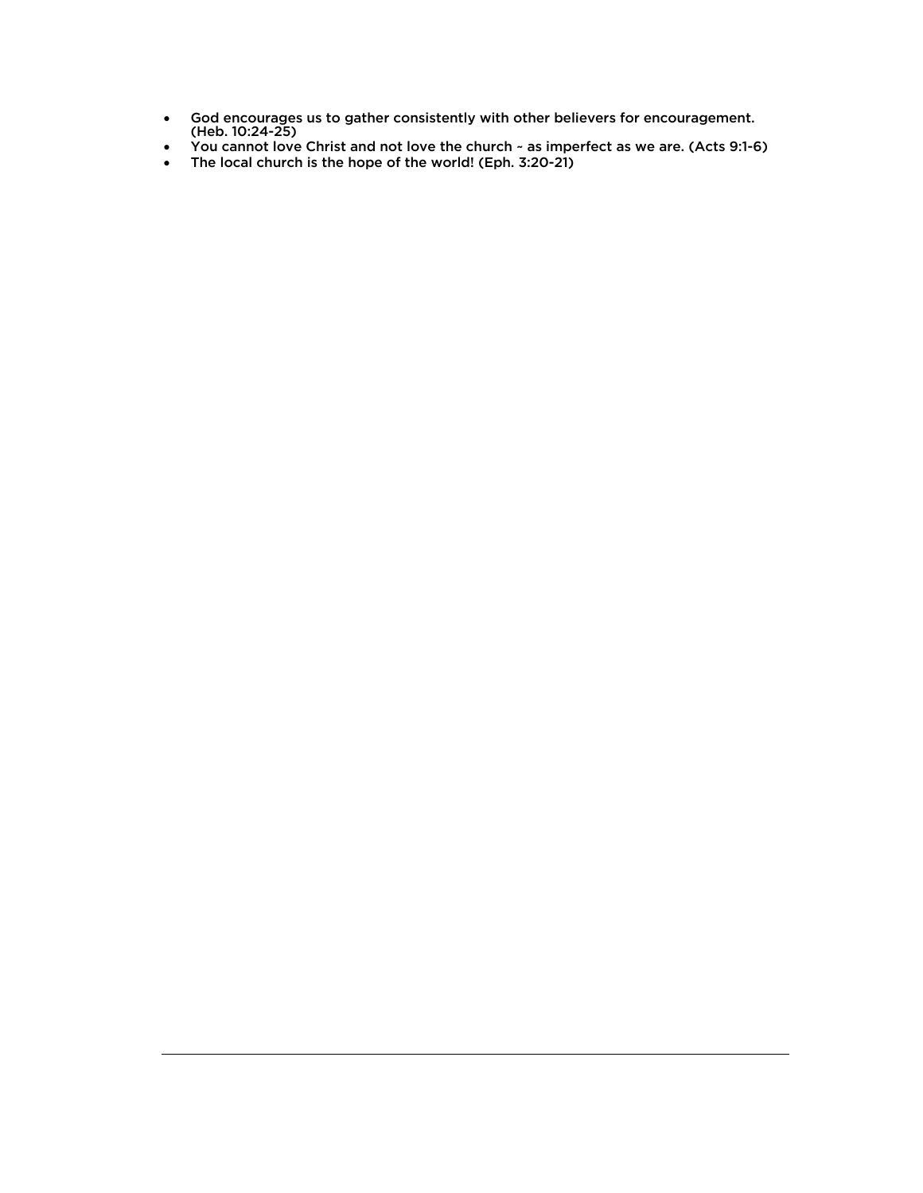- God encourages us to gather consistently with other believers for encouragement. (Heb. 10:24-25)
- You cannot love Christ and not love the church ~ as imperfect as we are. (Acts 9:1-6)
- The local church is the hope of the world! (Eph. 3:20-21)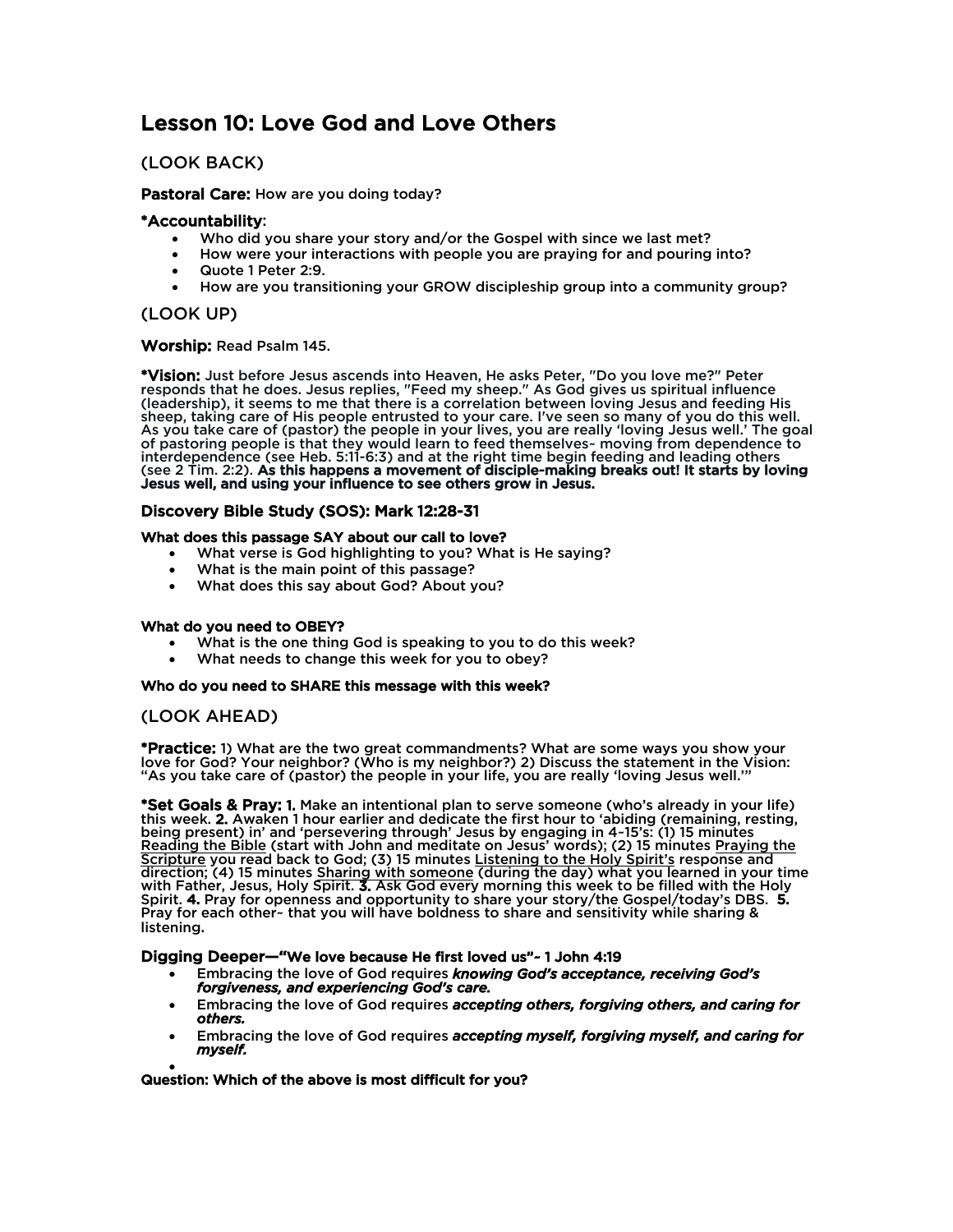# Lesson 10: Love God and Love Others

## (LOOK BACK)

**Pastoral Care:** How are you doing today?

**\*Accountability**:

- Who did you share your story and/or the Gospel with since we last met?
- How were your interactions with people you are praying for and pouring into?
- Quote 1 Peter 2:9.
- How are you transitioning your GROW discipleship group into a community group?

## (LOOK UP)

**Worship:** Read Psalm 145.

**\*Vision:** Just before Jesus ascends into Heaven, He asks Peter, "Do you love me?" Peter responds that he does. Jesus replies, "Feed my sheep." As God gives us spiritual influence (leadership), it seems to me that there is a correlation between loving Jesus and feeding His sheep, taking care of His people entrusted to your care. I've seen so many of you do this well. As you take care of (pastor) the people in your lives, you are really 'loving Jesus well.' The goal of pastoring people is that they would learn to feed themselves~ moving from dependence to interdependence (see Heb. 5:11-6:3) and at the right time begin feeding and leading others (see 2 Tim. 2:2). **As this happens a movement of disciple-making breaks out! It starts by loving Jesus well, and using your influence to see others grow in Jesus.**

### Discovery Bible Study (SOS): Mark 12:28-31

**What does this passage SAY about our call to love?**

- What verse is God highlighting to you? What is He saying?
- What is the main point of this passage?
- What does this say about God? About you?

**What do you need to OBEY?**

- What is the one thing God is speaking to you to do this week?
- What needs to change this week for you to obey?

**Who do you need to SHARE this message with this week?**

## (LOOK AHEAD)

**\*Practice:** 1) What are the two great commandments? What are some ways you show your love for God? Your neighbor? (Who is my neighbor?) 2) Discuss the statement in the Vision: "As you take care of (pastor) the people in your life, you are really 'loving Jesus well.'"

**\*Set Goals & Pray: 1.** Make an intentional plan to serve someone (who's already in your life) this week. **2.** Awaken 1 hour earlier and dedicate the first hour to 'abiding (remaining, resting, being present) in' and 'persevering through' Jesus by engaging in 4~15's: (1) 15 minutes <u>Reading the Bible</u> (start with John and meditate on Jesus' words); (2) 15 minutes <u>Praying the Scripture</u> you read back to God; (3) 15 minutes <u>Listening to the Holy Spirit's</u> response and direction; (4) 15 minutes <u>Sharing with someone</u> (during the day) what you learned in your time with Father, Jesus, Holy Spirit. **3.** Ask God every morning this week to be filled with the Holy Spirit. **4.** Pray for openness and opportunity to share your story/the Gospel/today's DBS. **5.** Pray for each other~ that you will have boldness to share and sensitivity while sharing & listening.

### Digging Deeper—"We love because He first loved us"~ 1 John 4:19

- Embracing the love of God requires ***knowing God's acceptance, receiving God's forgiveness, and experiencing God's care.***
- Embracing the love of God requires ***accepting others, forgiving others, and caring for others.***
- Embracing the love of God requires ***accepting myself, forgiving myself, and caring for myself.***
-

**Question: Which of the above is most difficult for you?**